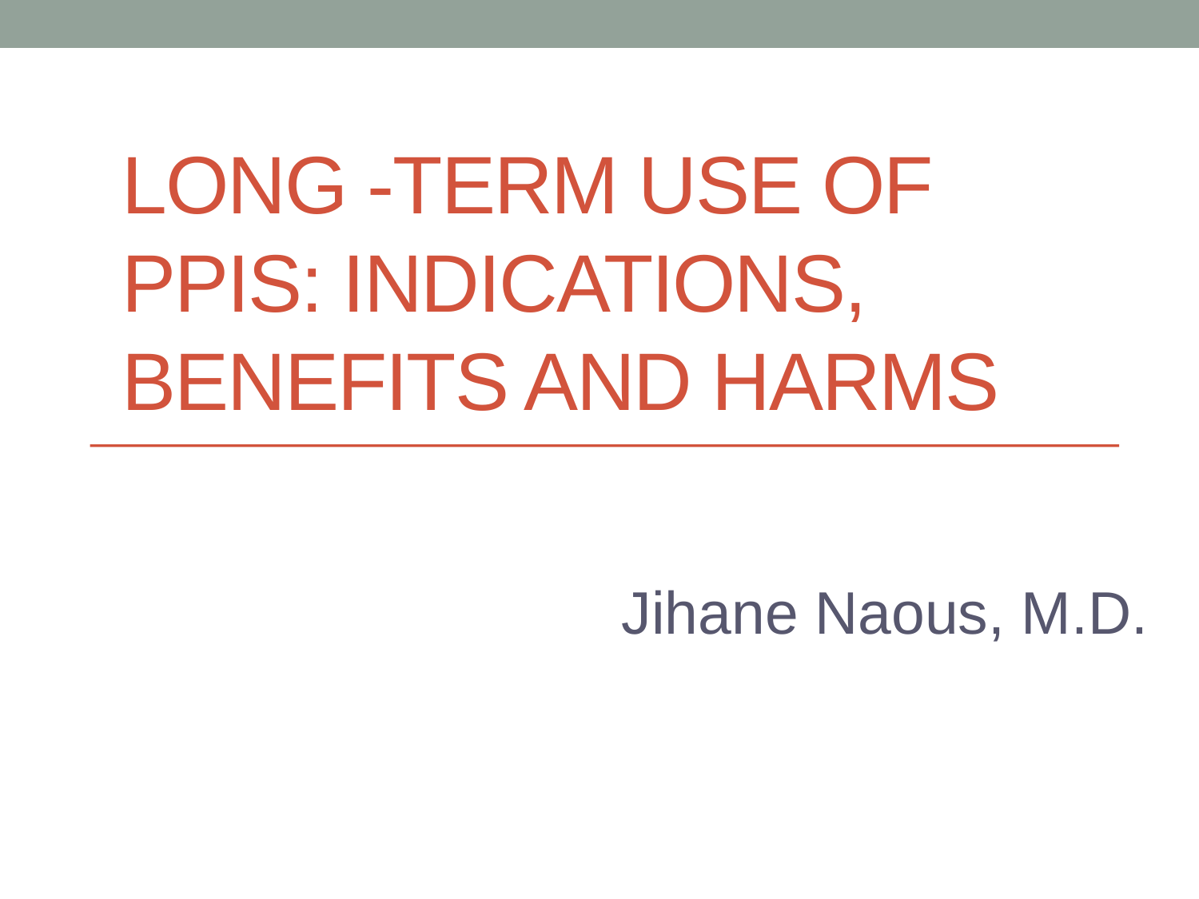# LONG -TERM USE OF PPIS: INDICATIONS, BENEFITS AND HARMS

Jihane Naous, M.D.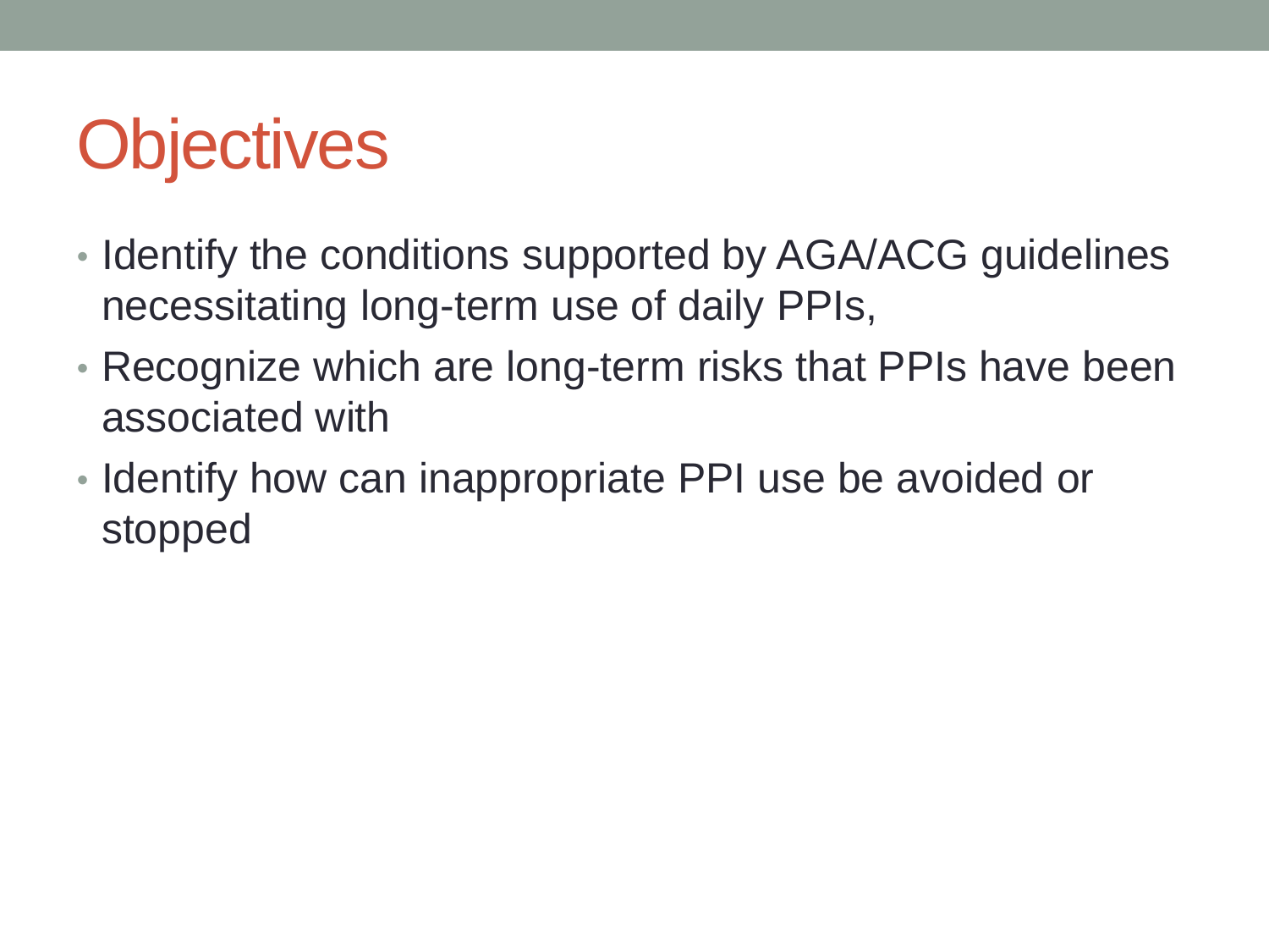# Objectives

- Identify the conditions supported by AGA/ACG guidelines necessitating long-term use of daily PPIs,
- Recognize which are long-term risks that PPIs have been associated with
- Identify how can inappropriate PPI use be avoided or stopped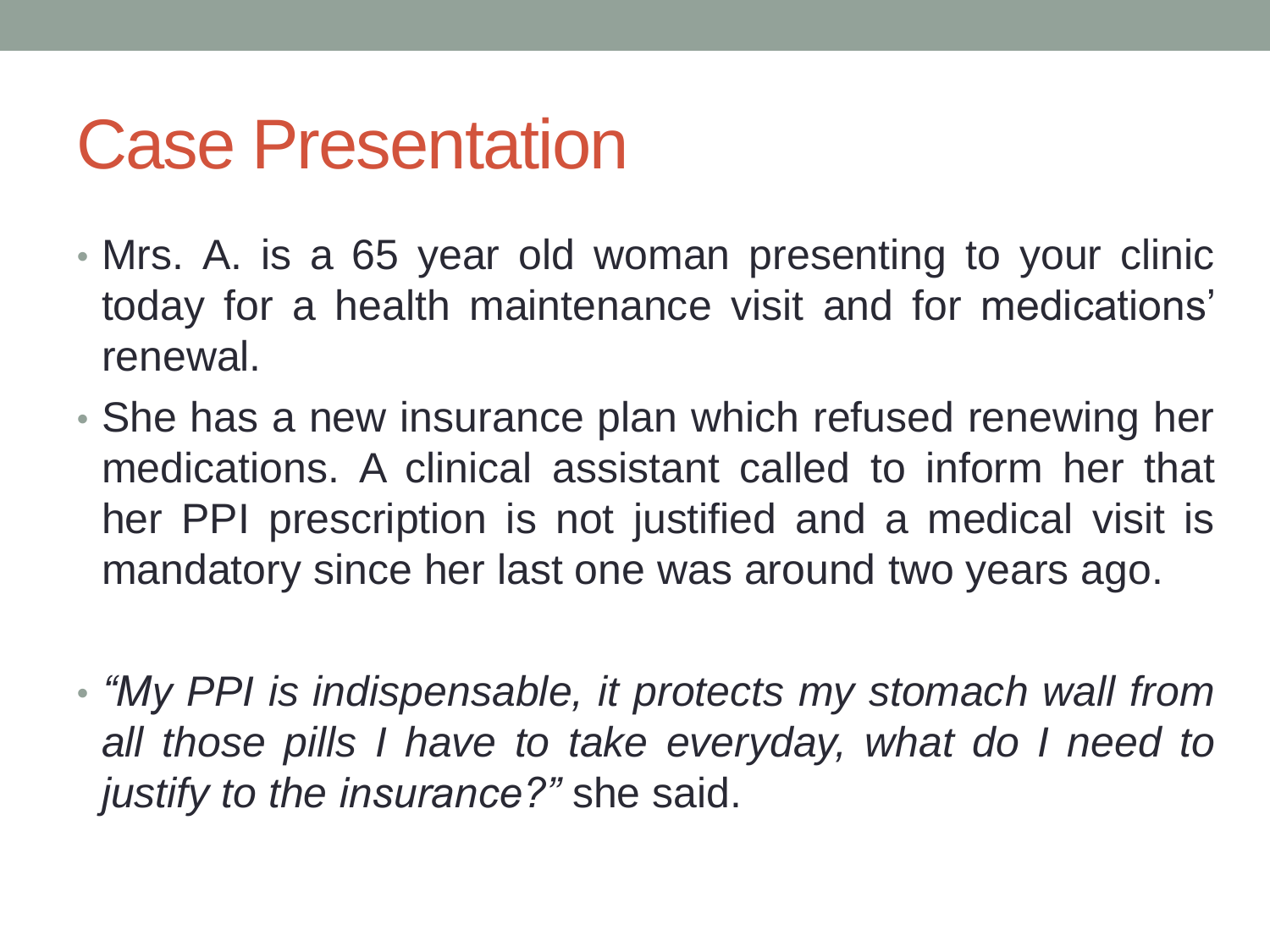# Case Presentation

- Mrs. A. is a 65 year old woman presenting to your clinic today for a health maintenance visit and for medications' renewal.
- She has a new insurance plan which refused renewing her medications. A clinical assistant called to inform her that her PPI prescription is not justified and a medical visit is mandatory since her last one was around two years ago.
- *"My PPI is indispensable, it protects my stomach wall from all those pills I have to take everyday, what do I need to justify to the insurance?"* she said.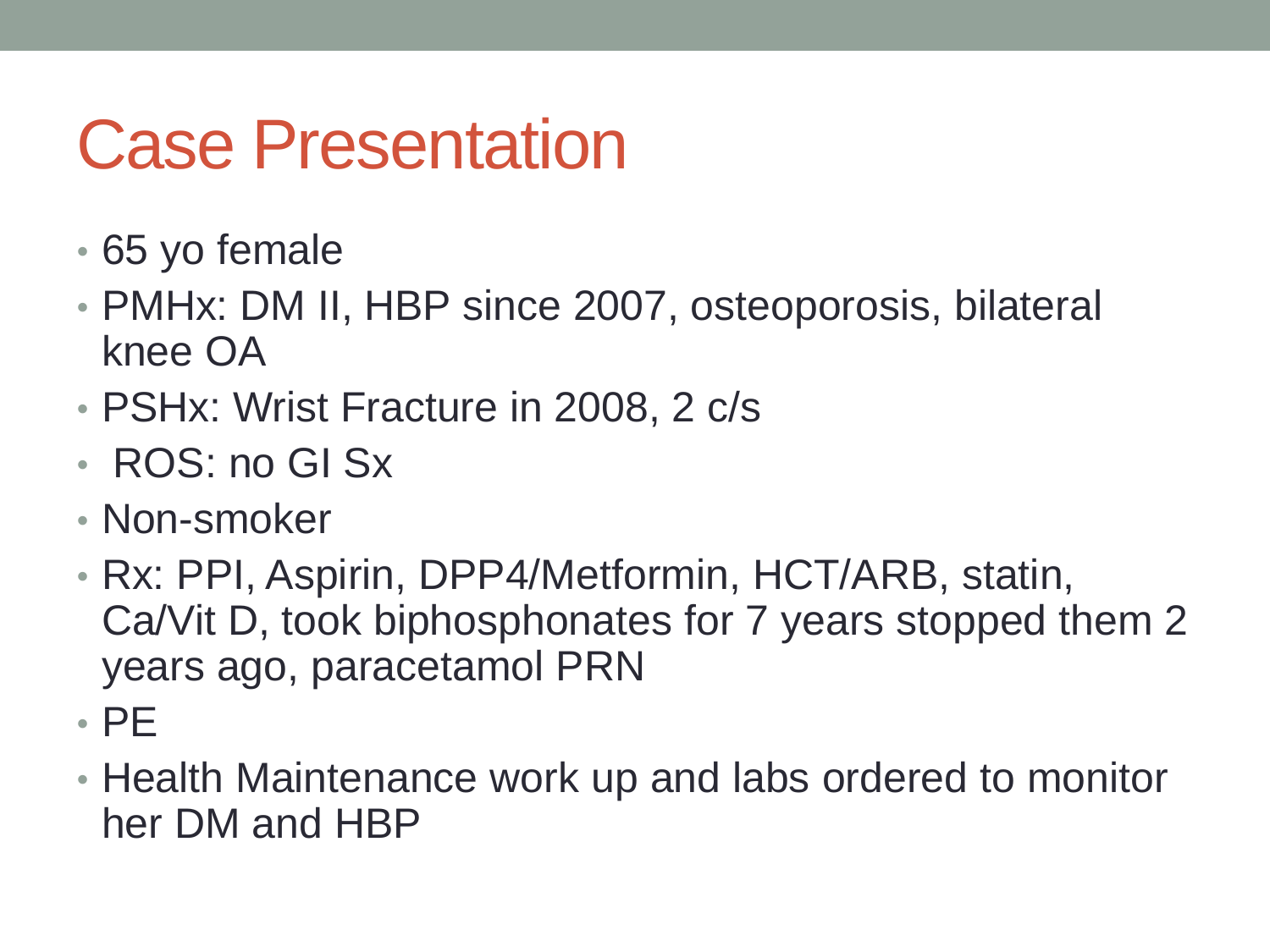# Case Presentation

- 65 yo female
- PMHx: DM II, HBP since 2007, osteoporosis, bilateral knee OA
- PSHx: Wrist Fracture in 2008, 2 c/s
- ROS: no GI Sx
- Non-smoker
- Rx: PPI, Aspirin, DPP4/Metformin, HCT/ARB, statin, Ca/Vit D, took biphosphonates for 7 years stopped them 2 years ago, paracetamol PRN
- PE
- Health Maintenance work up and labs ordered to monitor her DM and HBP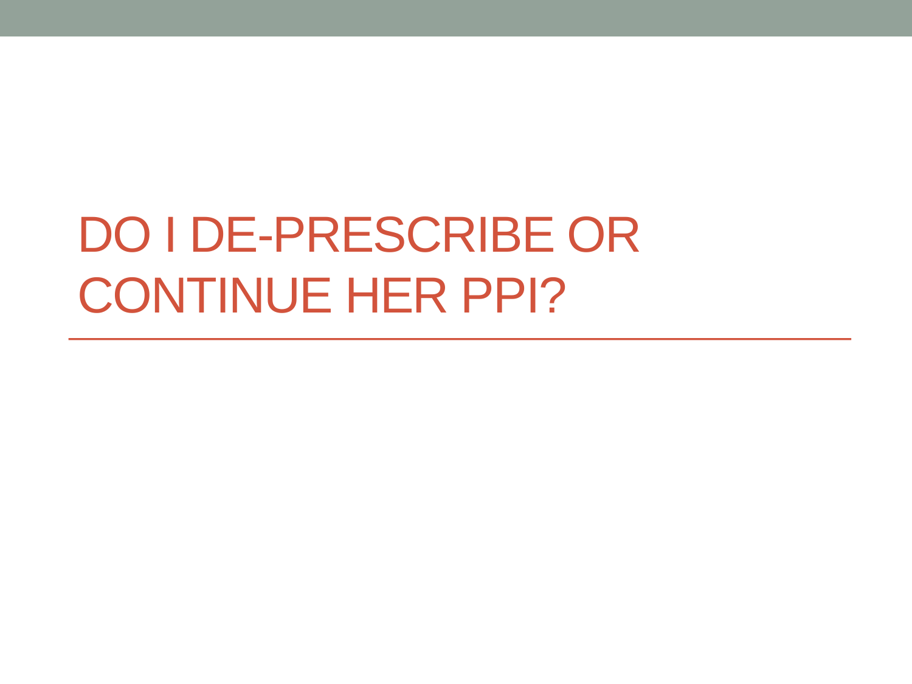# DO I DE-PRESCRIBE OR CONTINUE HER PPI?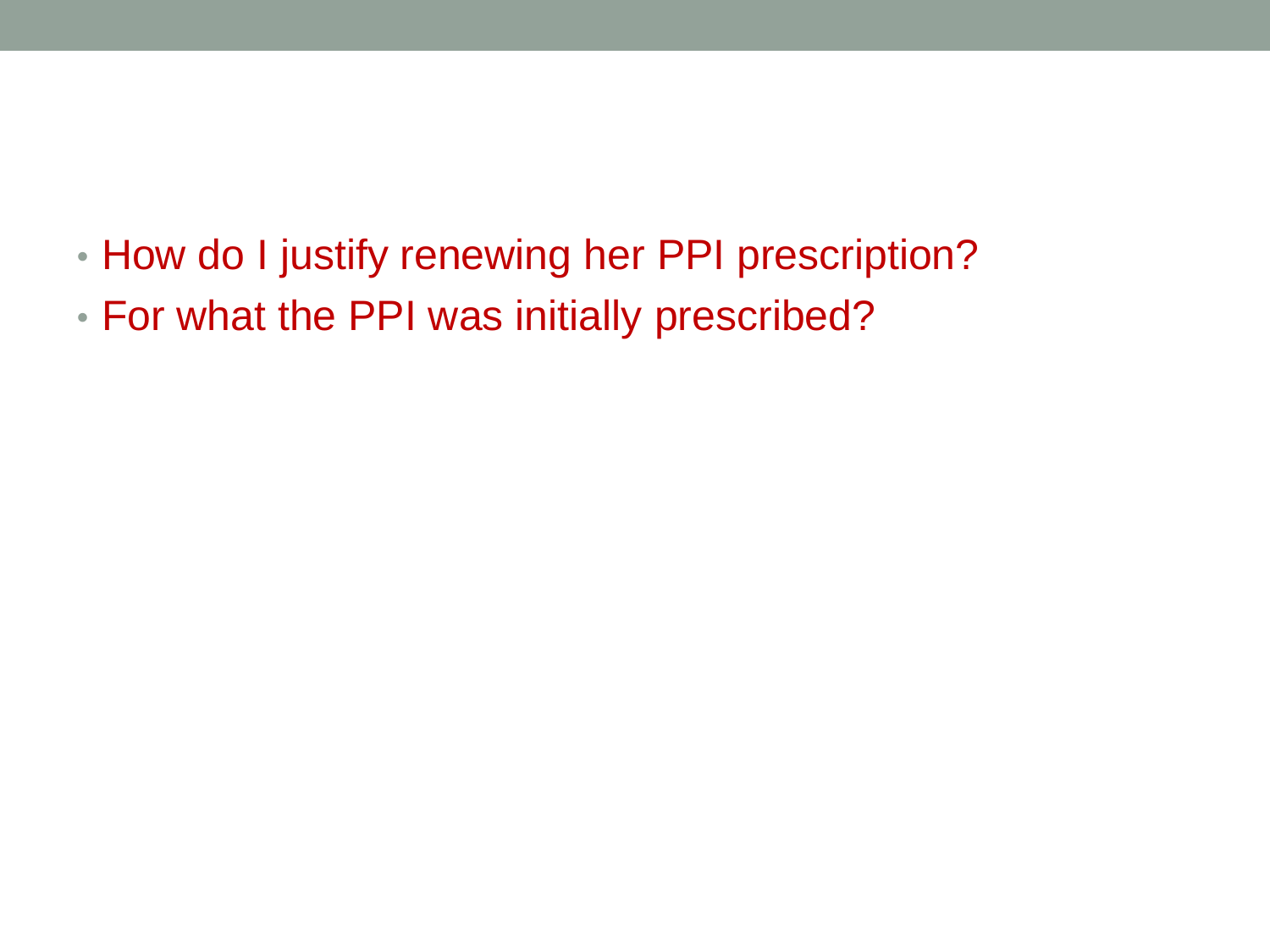- How do I justify renewing her PPI prescription?
- For what the PPI was initially prescribed?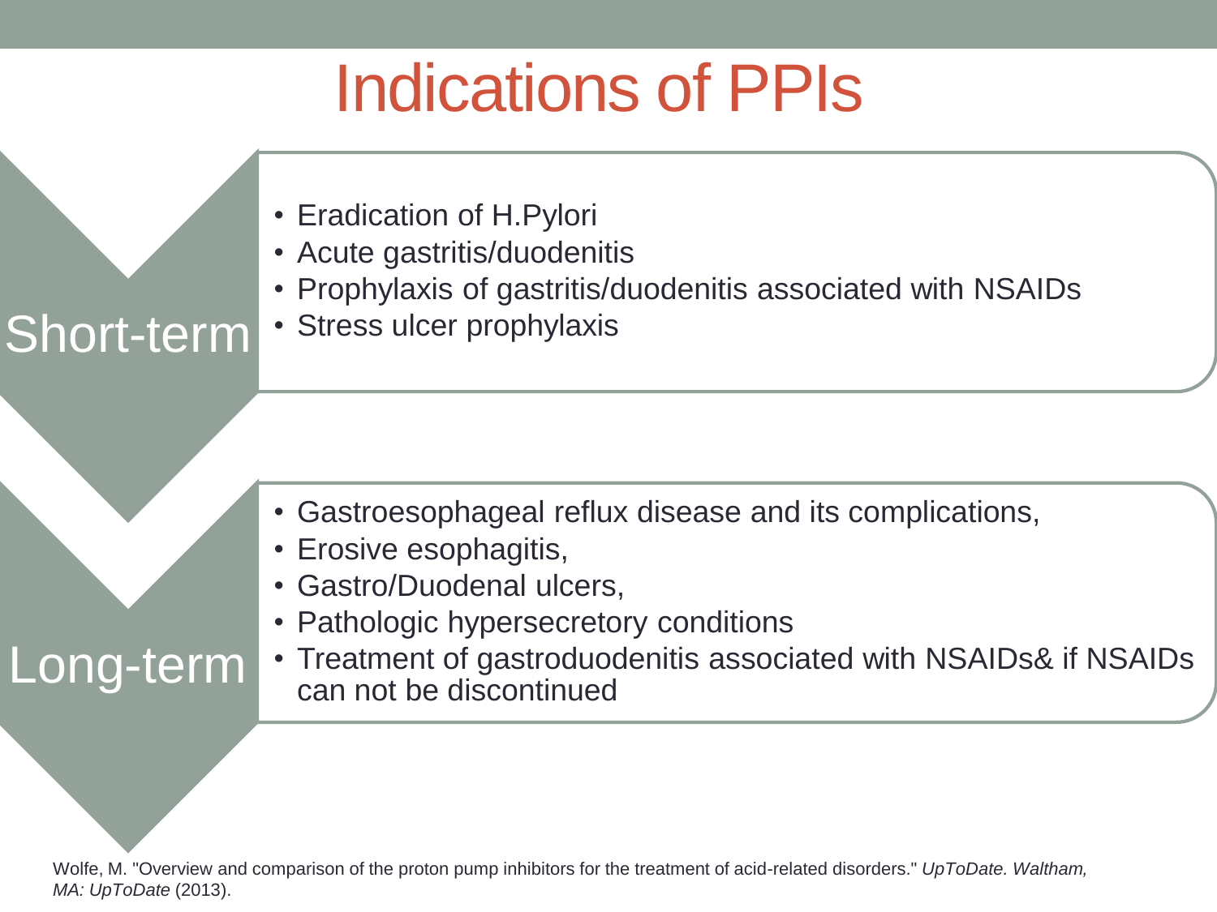# Indications of PPIs

## Short-term

- Eradication of H.Pylori
- Acute gastritis/duodenitis
- Prophylaxis of gastritis/duodenitis associated with NSAIDs
- Stress ulcer prophylaxis

## Long-term

- Gastroesophageal reflux disease and its complications,
- Erosive esophagitis,
- Gastro/Duodenal ulcers,
- Pathologic hypersecretory conditions
- Treatment of gastroduodenitis associated with NSAIDs& if NSAIDs can not be discontinued

Wolfe, M. "Overview and comparison of the proton pump inhibitors for the treatment of acid-related disorders." *UpToDate. Waltham, MA: UpToDate* (2013).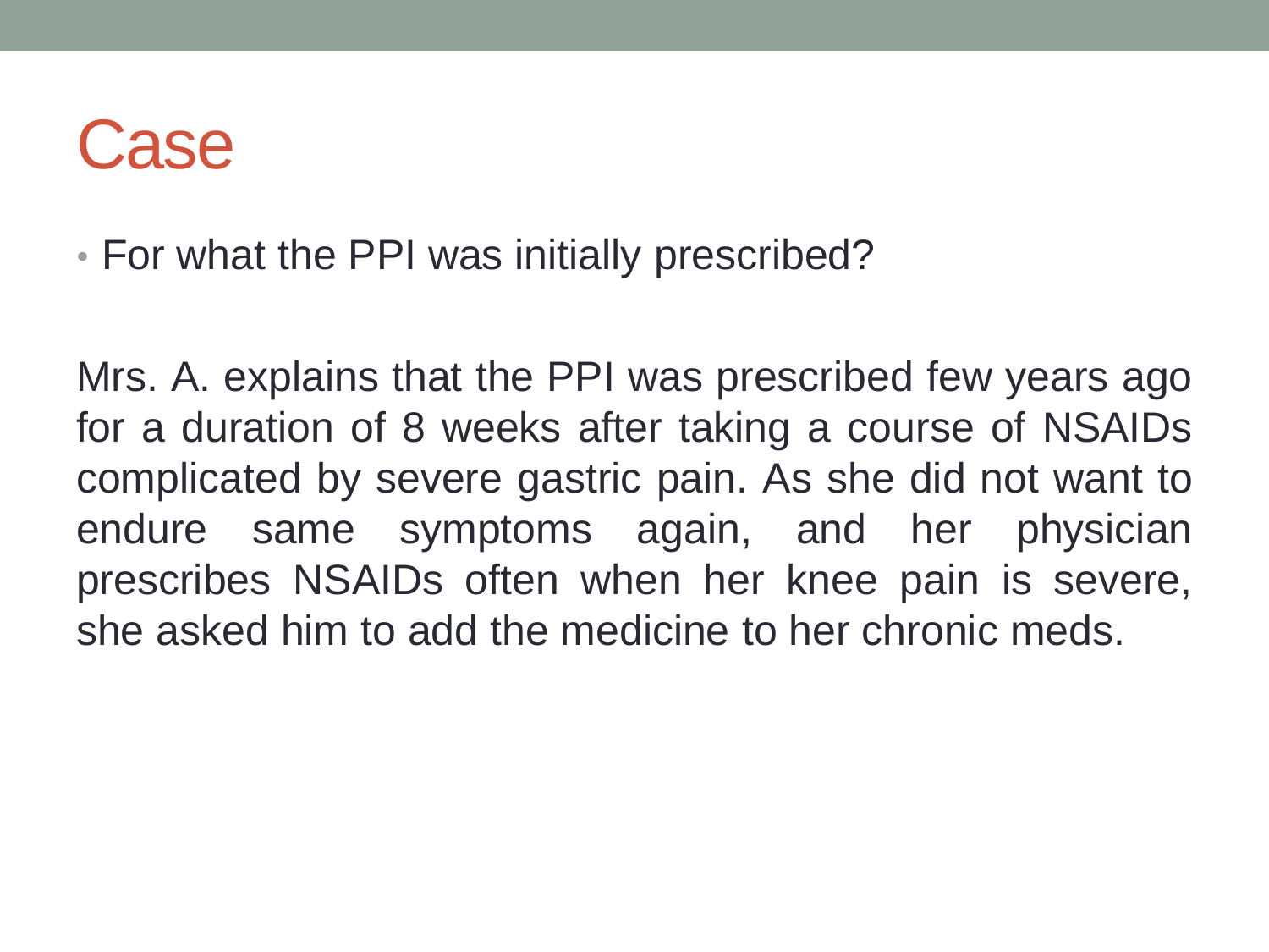# Case

- For what the PPI was initially prescribed?

Mrs. A. explains that the PPI was prescribed few years ago for a duration of 8 weeks after taking a course of NSAIDs complicated by severe gastric pain. As she did not want to endure same symptoms again, and her physician prescribes NSAIDs often when her knee pain is severe, she asked him to add the medicine to her chronic meds.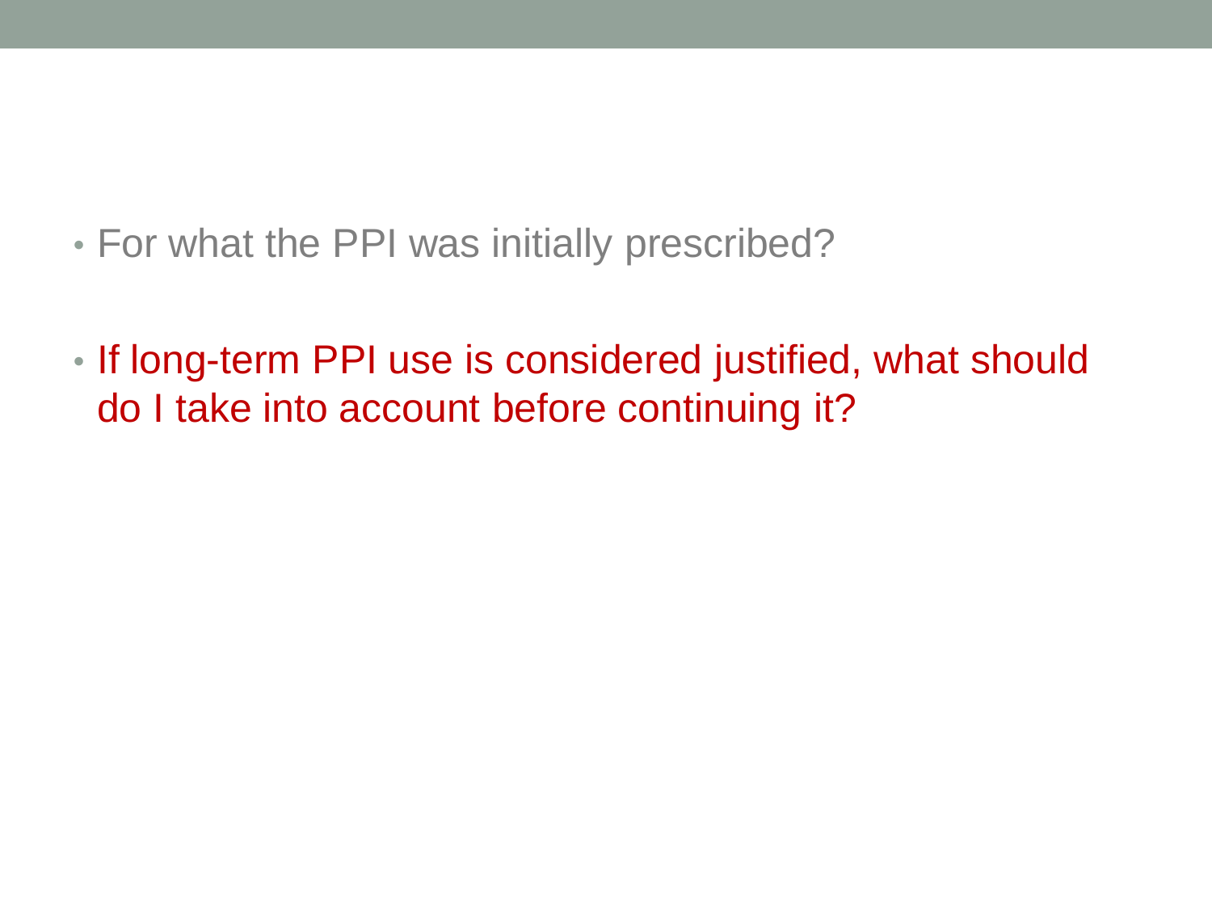- For what the PPI was initially prescribed?

- If long-term PPI use is considered justified, what should do I take into account before continuing it?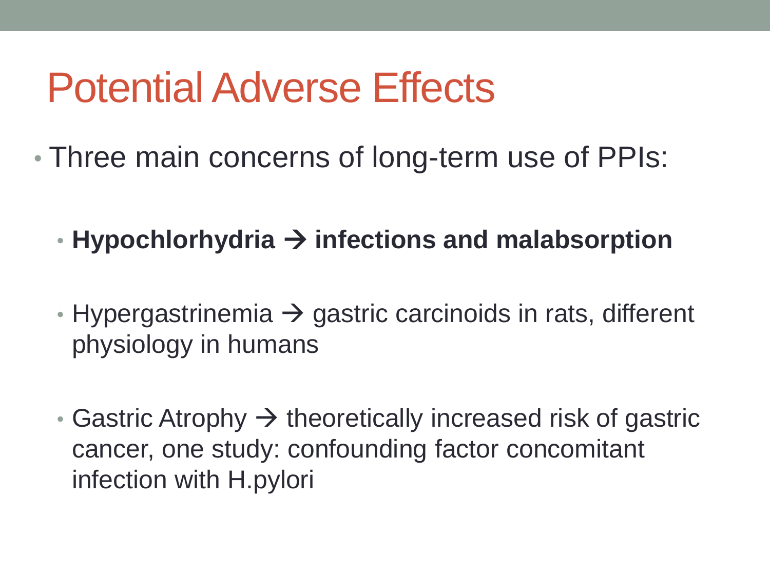# Potential Adverse Effects

- Three main concerns of long-term use of PPIs:
  - **Hypochlorhydria → infections and malabsorption**
  - Hypergastrinemia → gastric carcinoids in rats, different physiology in humans
  - Gastric Atrophy → theoretically increased risk of gastric cancer, one study: confounding factor concomitant infection with H.pylori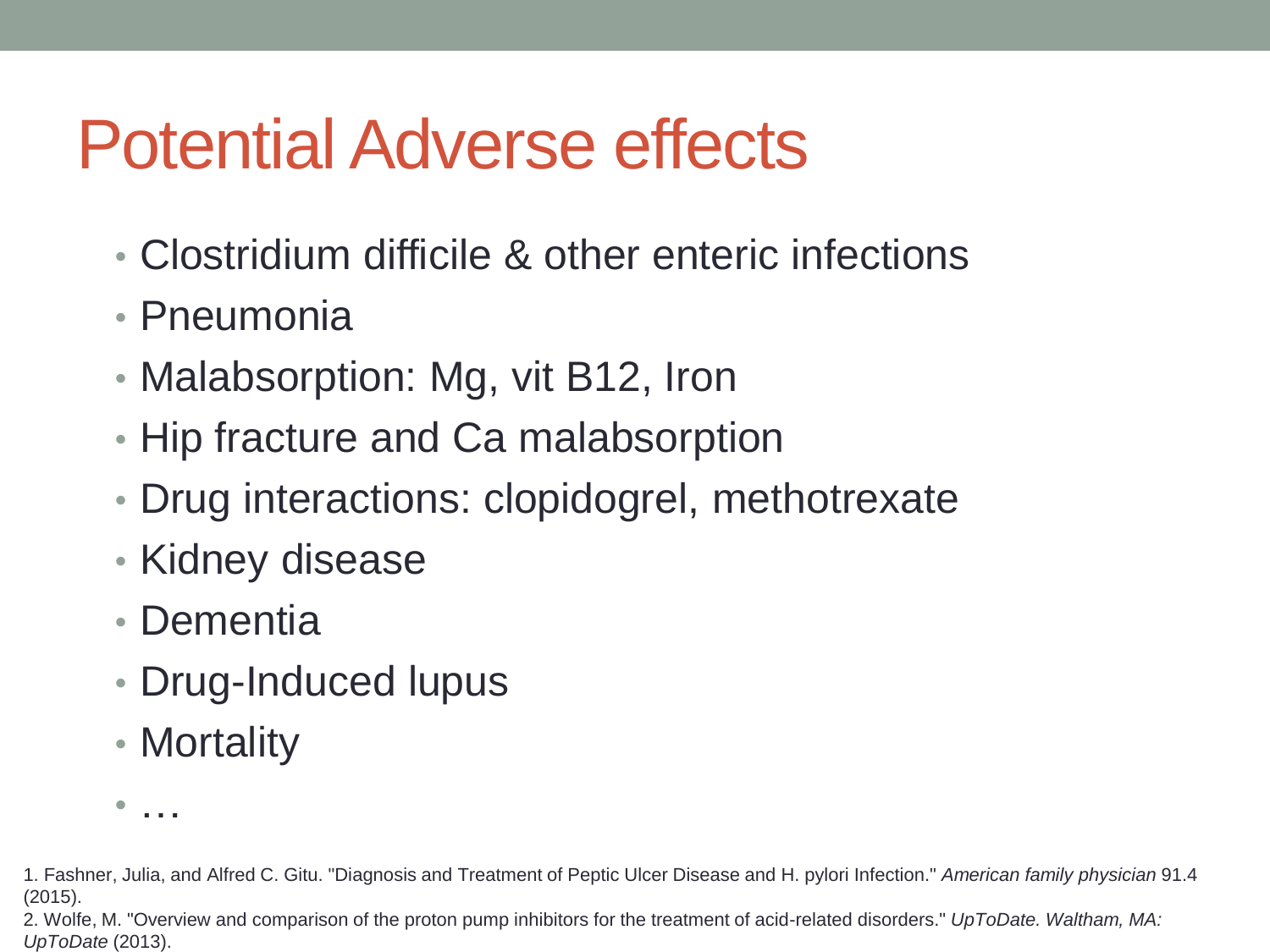# Potential Adverse effects

- Clostridium difficile & other enteric infections
- Pneumonia
- Malabsorption: Mg, vit B12, Iron
- Hip fracture and Ca malabsorption
- Drug interactions: clopidogrel, methotrexate
- Kidney disease
- Dementia
- Drug-Induced lupus
- Mortality
- …

1. Fashner, Julia, and Alfred C. Gitu. "Diagnosis and Treatment of Peptic Ulcer Disease and H. pylori Infection." *American family physician* 91.4 (2015).
2. Wolfe, M. "Overview and comparison of the proton pump inhibitors for the treatment of acid-related disorders." *UpToDate. Waltham, MA: UpToDate* (2013).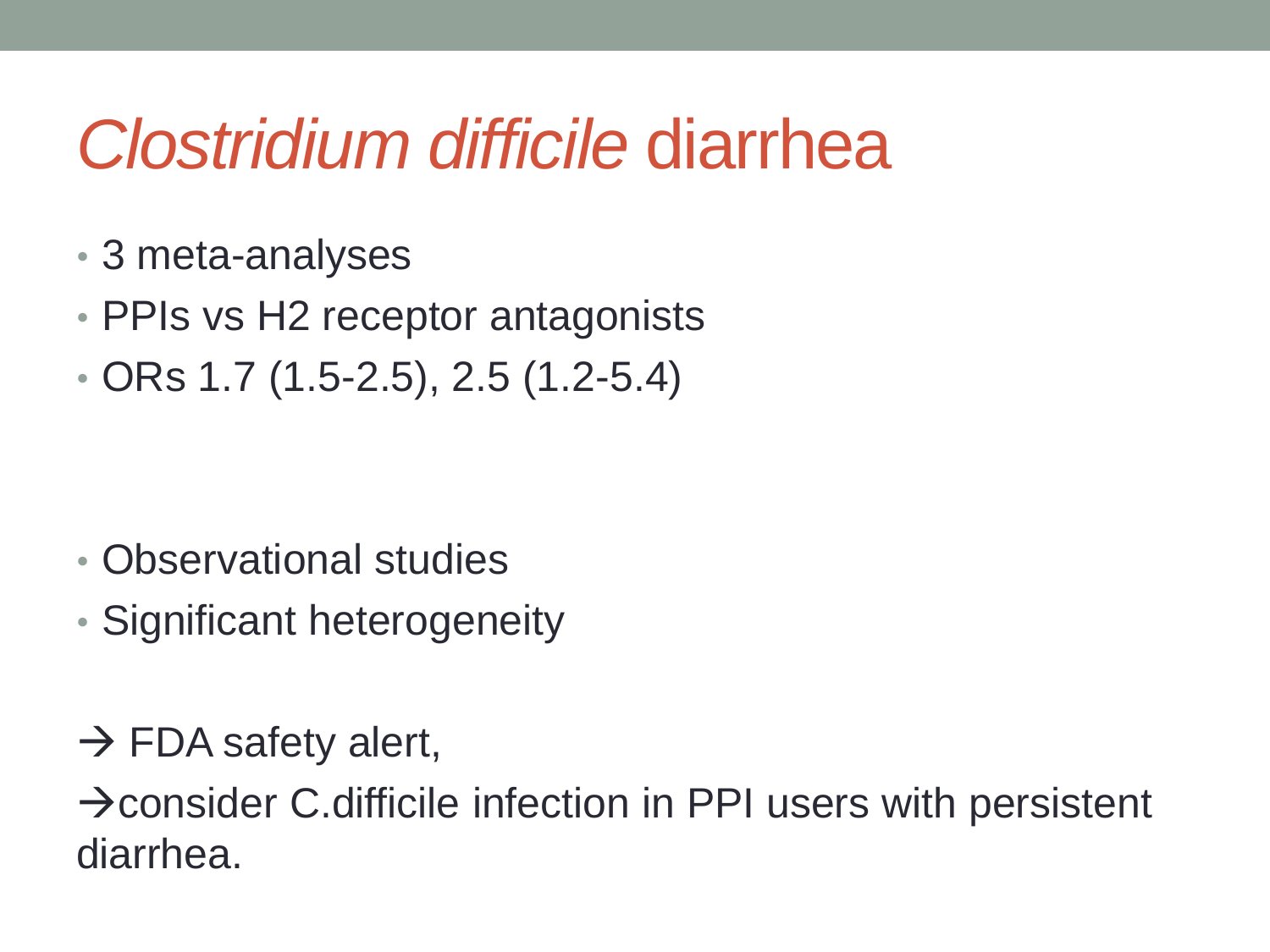# *Clostridium difficile* diarrhea

- 3 meta-analyses
- PPIs vs H2 receptor antagonists
- ORs 1.7 (1.5-2.5), 2.5 (1.2-5.4)

- Observational studies
- Significant heterogeneity

→ FDA safety alert,

→consider C.difficile infection in PPI users with persistent diarrhea.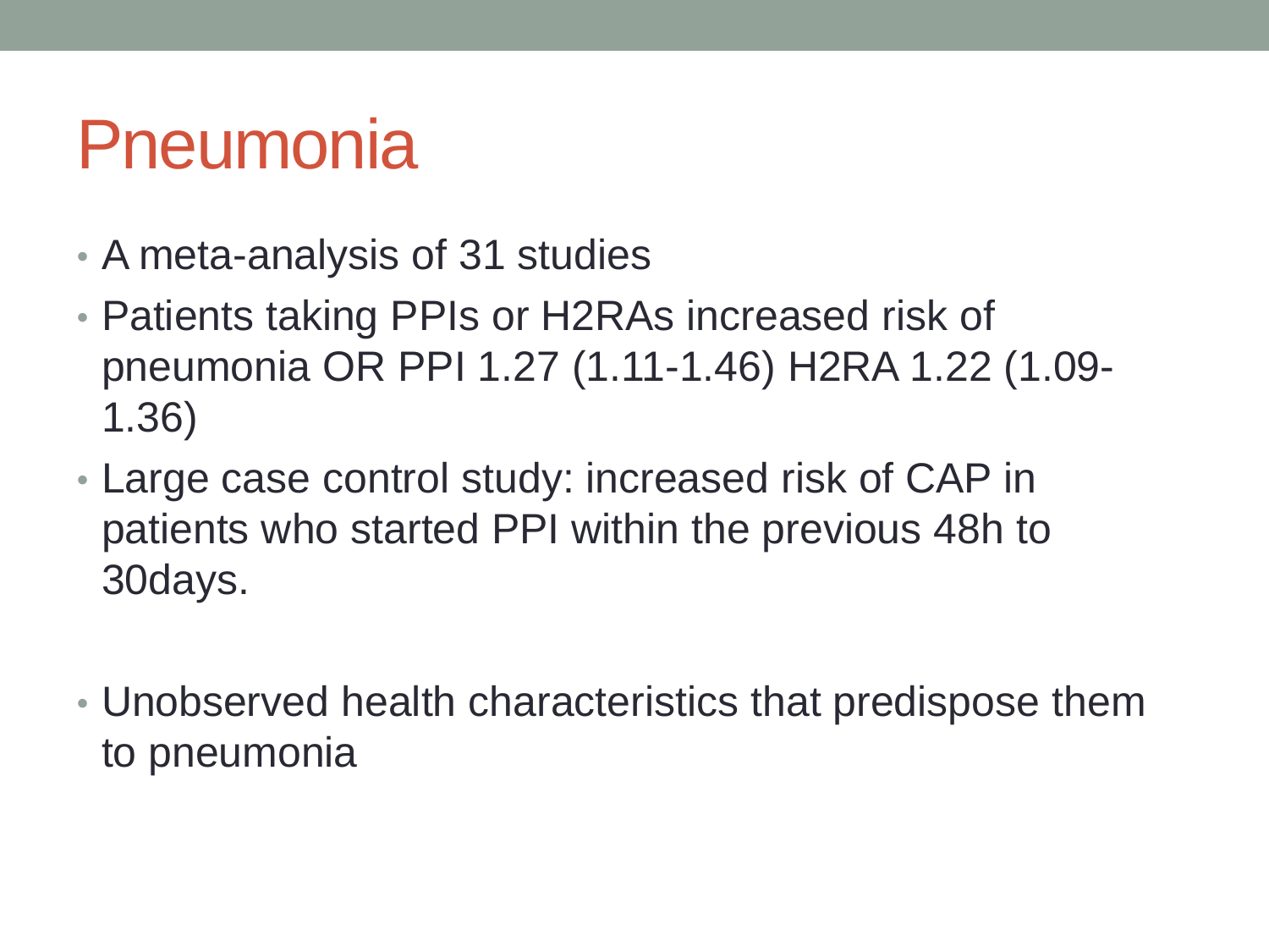# Pneumonia

- A meta-analysis of 31 studies
- Patients taking PPIs or H2RAs increased risk of pneumonia OR PPI 1.27 (1.11-1.46) H2RA 1.22 (1.09-1.36)
- Large case control study: increased risk of CAP in patients who started PPI within the previous 48h to 30days.

- Unobserved health characteristics that predispose them to pneumonia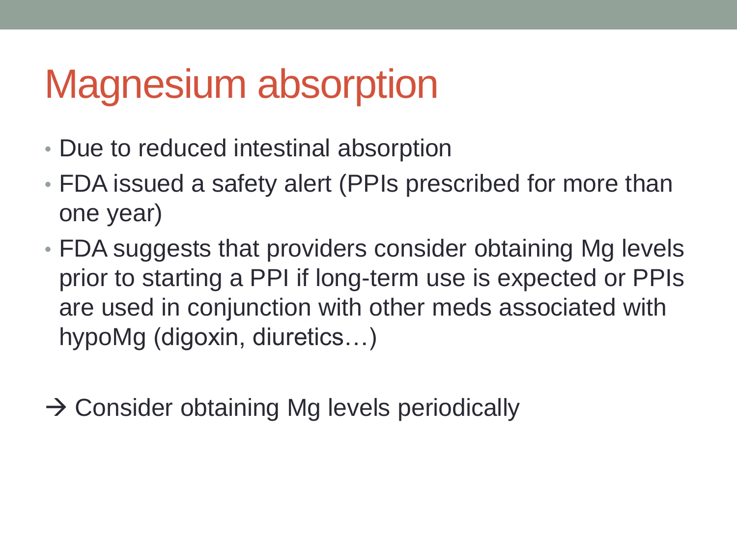# Magnesium absorption

- Due to reduced intestinal absorption
- FDA issued a safety alert (PPIs prescribed for more than one year)
- FDA suggests that providers consider obtaining Mg levels prior to starting a PPI if long-term use is expected or PPIs are used in conjunction with other meds associated with hypoMg (digoxin, diuretics…)

→ Consider obtaining Mg levels periodically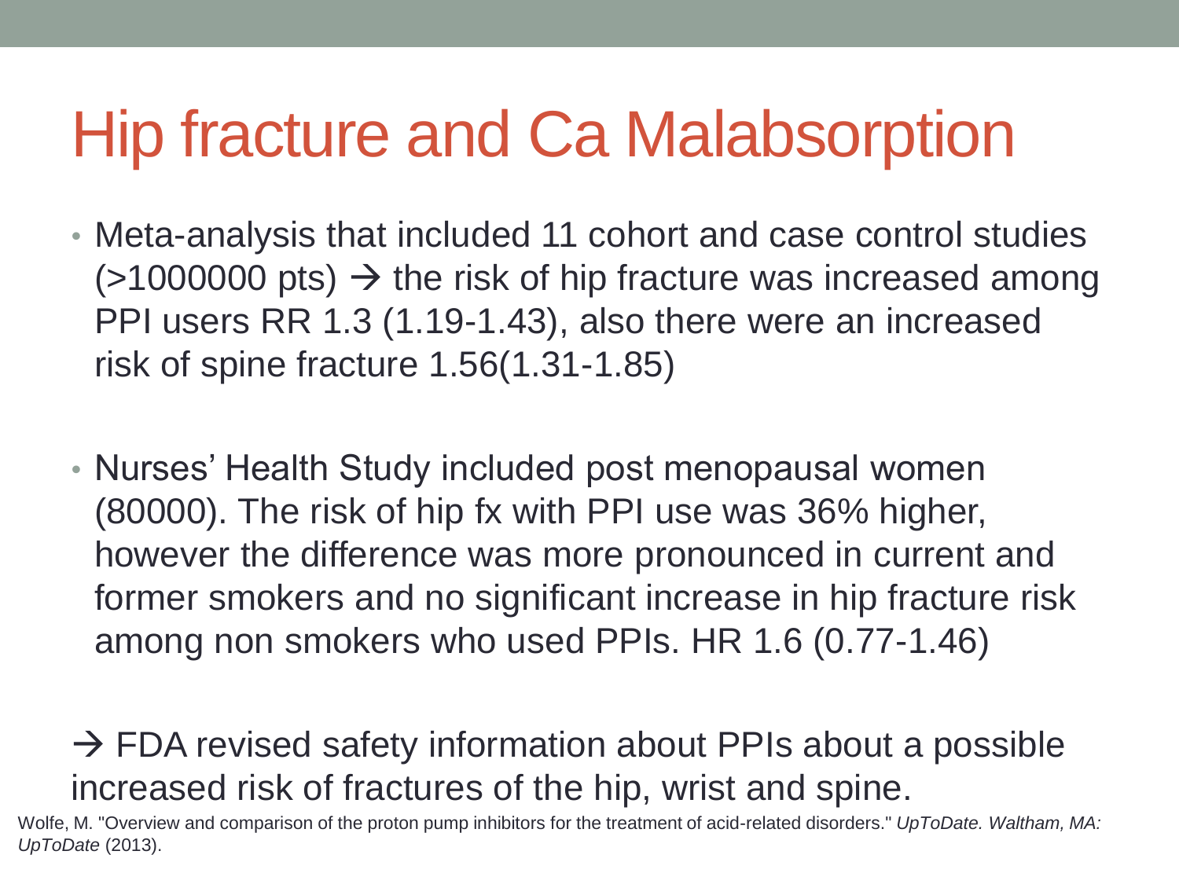# Hip fracture and Ca Malabsorption

- Meta-analysis that included 11 cohort and case control studies (>1000000 pts) → the risk of hip fracture was increased among PPI users RR 1.3 (1.19-1.43), also there were an increased risk of spine fracture 1.56(1.31-1.85)

- Nurses' Health Study included post menopausal women (80000). The risk of hip fx with PPI use was 36% higher, however the difference was more pronounced in current and former smokers and no significant increase in hip fracture risk among non smokers who used PPIs. HR 1.6 (0.77-1.46)

→ FDA revised safety information about PPIs about a possible increased risk of fractures of the hip, wrist and spine.

Wolfe, M. "Overview and comparison of the proton pump inhibitors for the treatment of acid-related disorders." *UpToDate. Waltham, MA: UpToDate* (2013).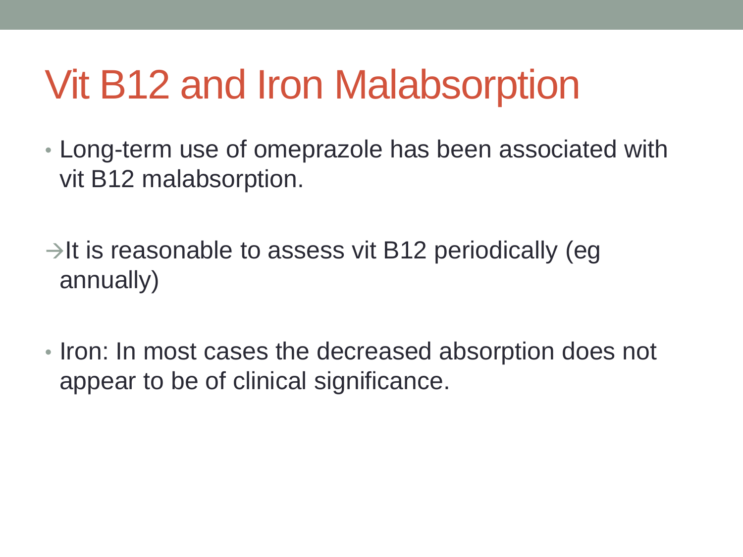# Vit B12 and Iron Malabsorption

- Long-term use of omeprazole has been associated with vit B12 malabsorption.

→It is reasonable to assess vit B12 periodically (eg annually)

- Iron: In most cases the decreased absorption does not appear to be of clinical significance.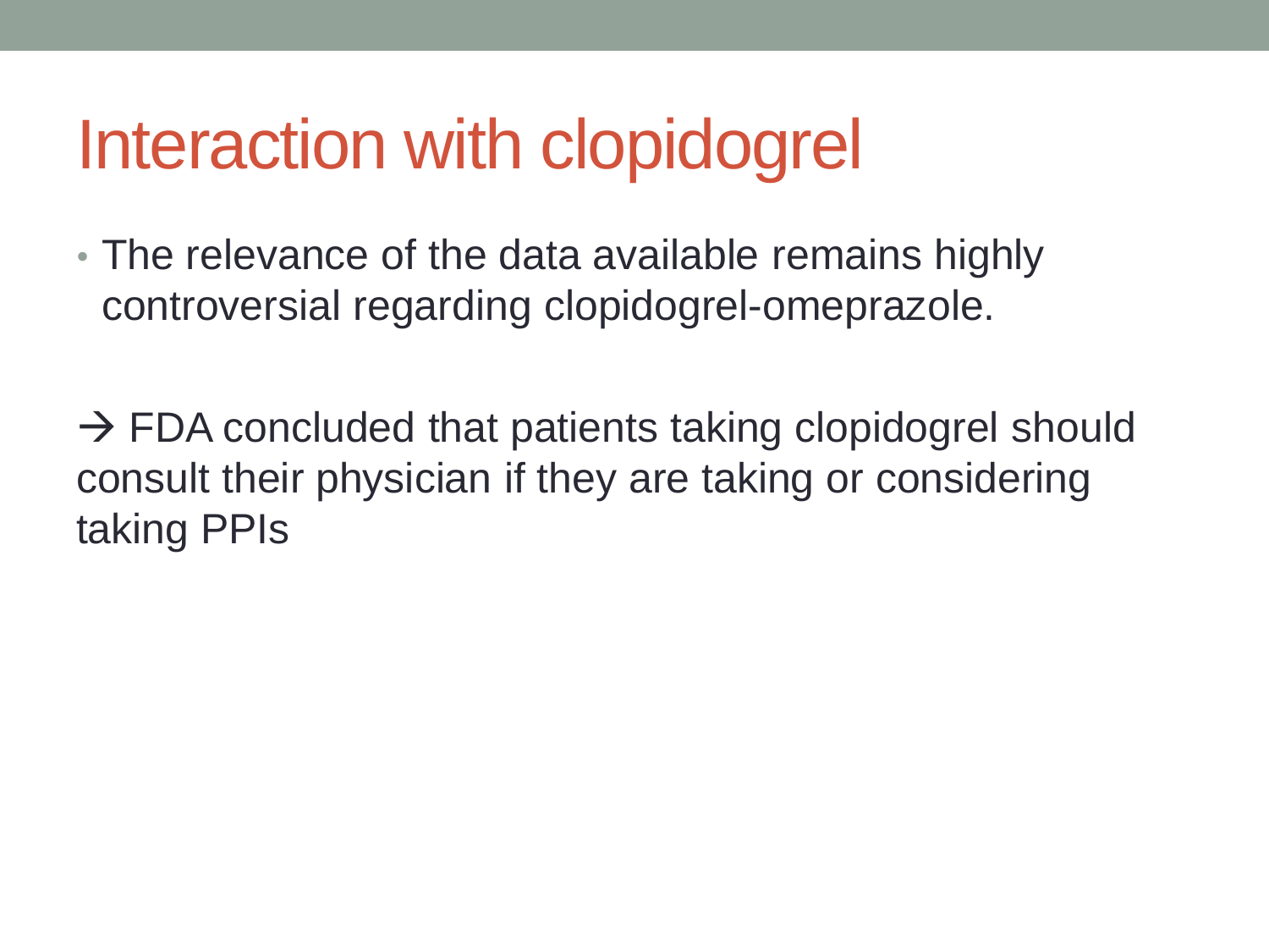# Interaction with clopidogrel

- The relevance of the data available remains highly controversial regarding clopidogrel-omeprazole.

→ FDA concluded that patients taking clopidogrel should consult their physician if they are taking or considering taking PPIs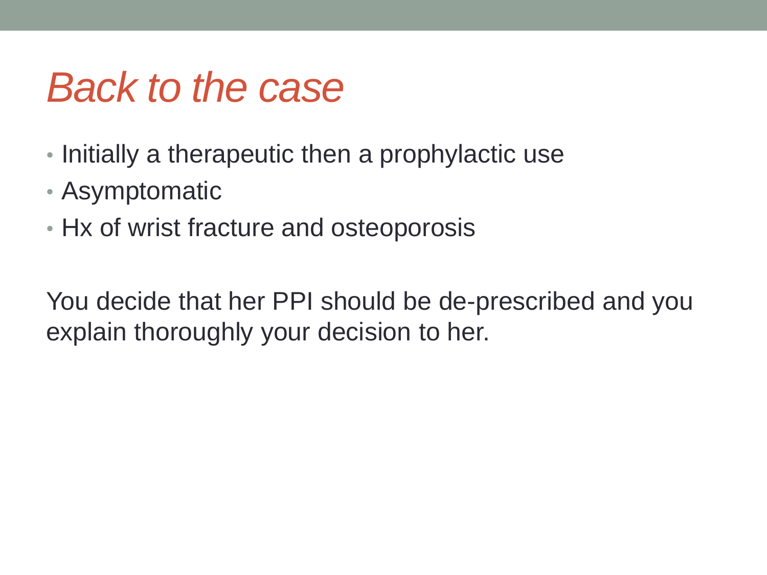# *Back to the case*

- Initially a therapeutic then a prophylactic use
- Asymptomatic
- Hx of wrist fracture and osteoporosis

You decide that her PPI should be de-prescribed and you explain thoroughly your decision to her.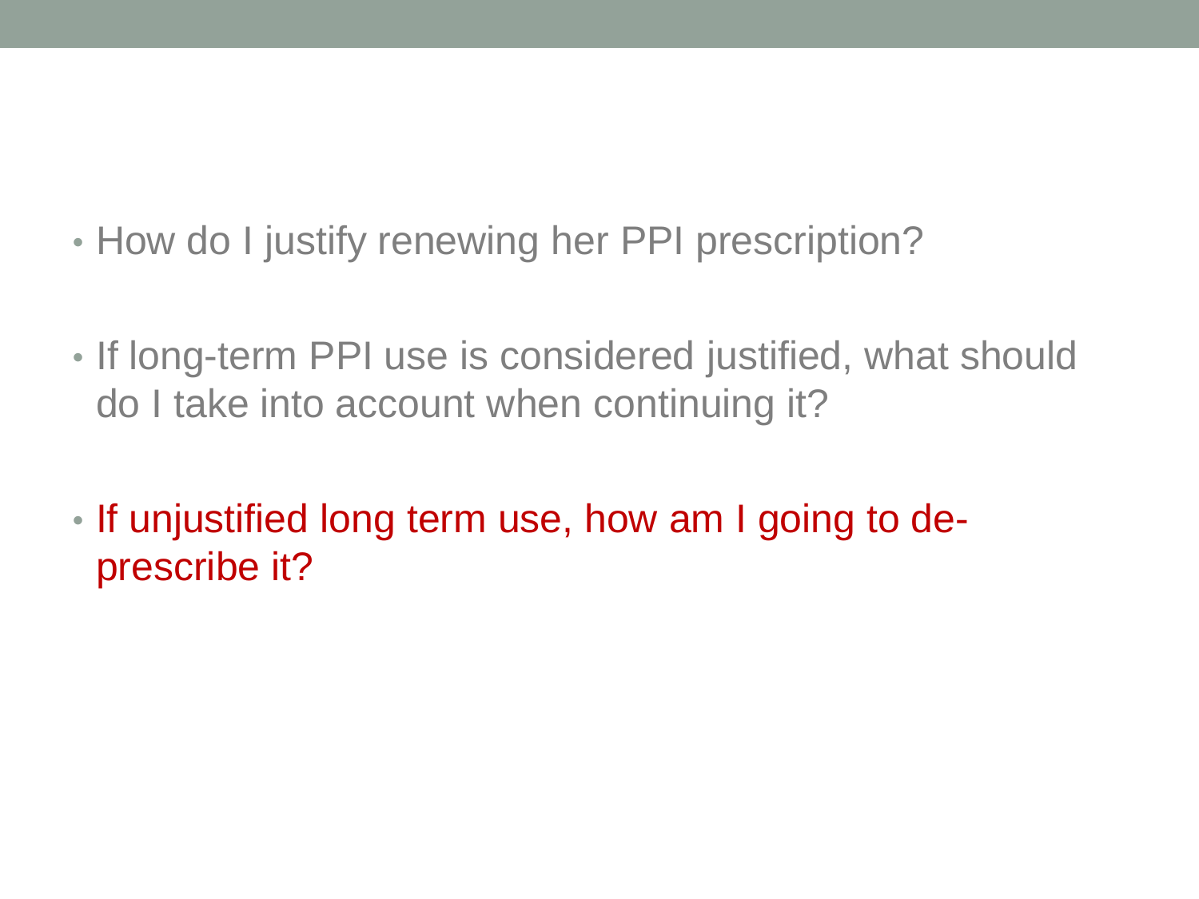- How do I justify renewing her PPI prescription?

- If long-term PPI use is considered justified, what should do I take into account when continuing it?

- If unjustified long term use, how am I going to de-prescribe it?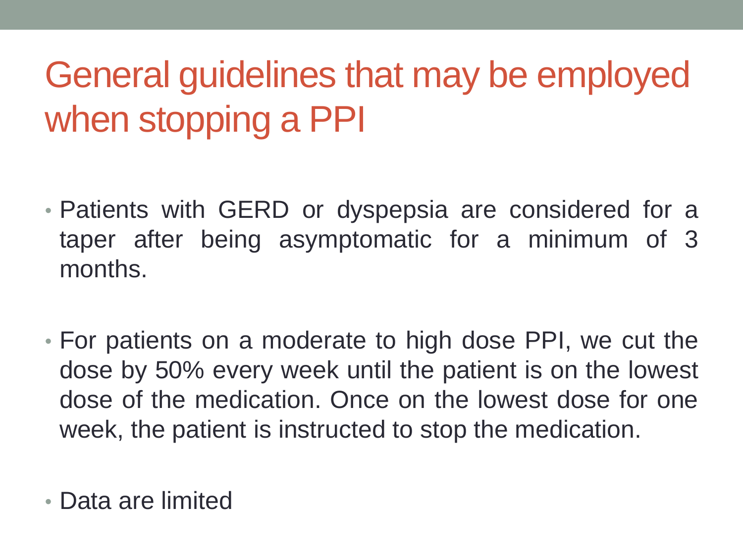# General guidelines that may be employed when stopping a PPI

- Patients with GERD or dyspepsia are considered for a taper after being asymptomatic for a minimum of 3 months.
- For patients on a moderate to high dose PPI, we cut the dose by 50% every week until the patient is on the lowest dose of the medication. Once on the lowest dose for one week, the patient is instructed to stop the medication.
- Data are limited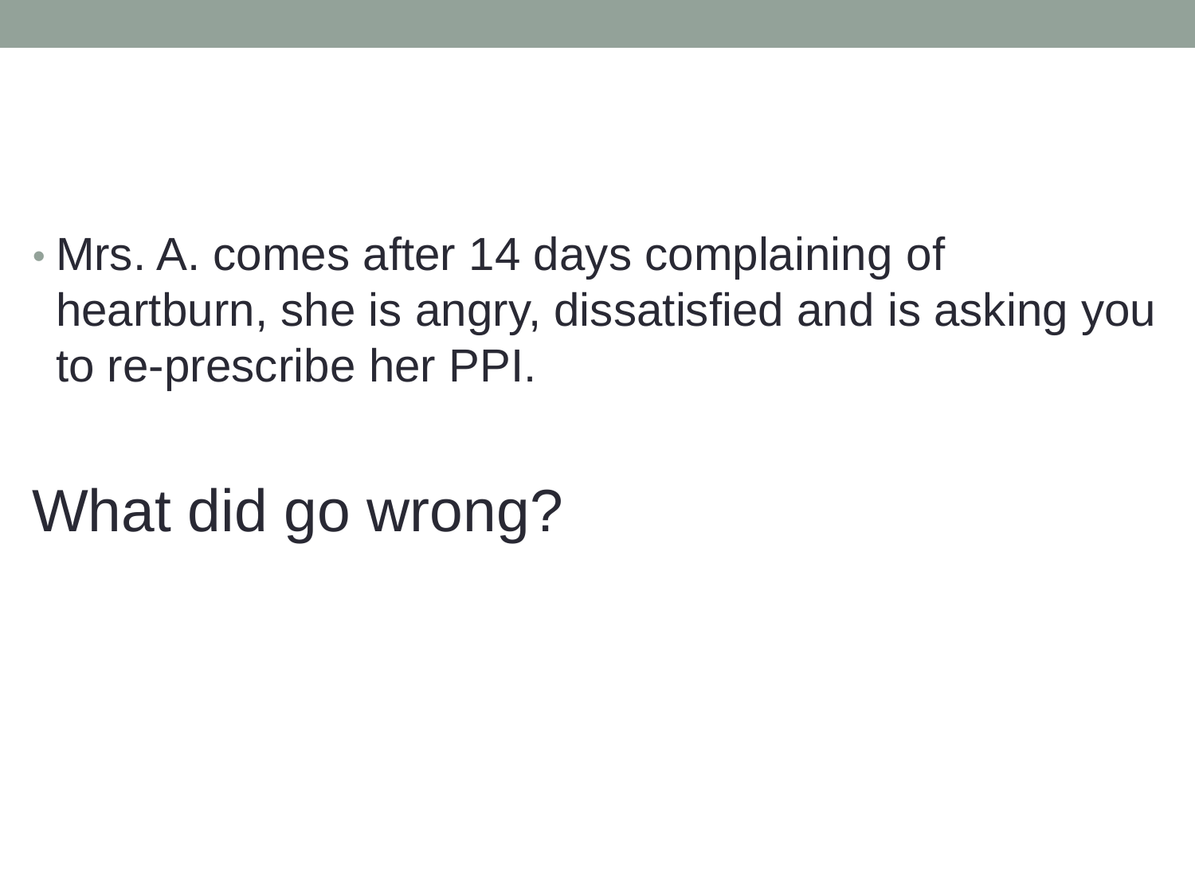- Mrs. A. comes after 14 days complaining of heartburn, she is angry, dissatisfied and is asking you to re-prescribe her PPI.

# What did go wrong?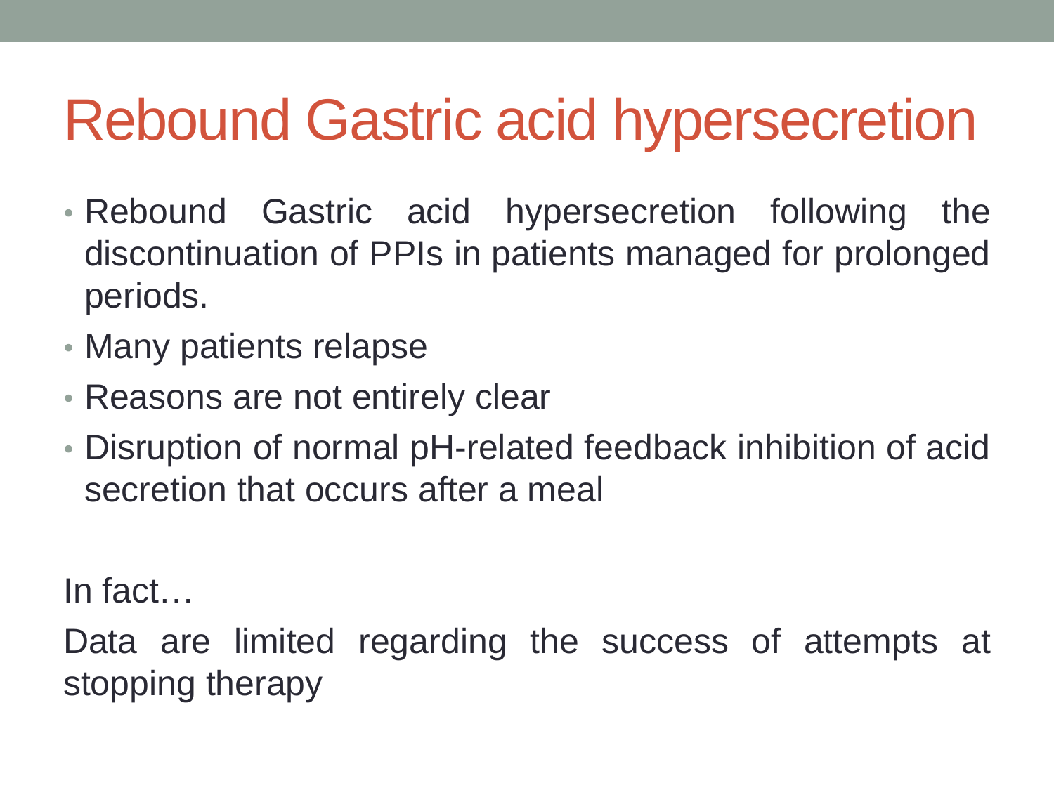# Rebound Gastric acid hypersecretion

- Rebound Gastric acid hypersecretion following the discontinuation of PPIs in patients managed for prolonged periods.
- Many patients relapse
- Reasons are not entirely clear
- Disruption of normal pH-related feedback inhibition of acid secretion that occurs after a meal

In fact…

Data are limited regarding the success of attempts at stopping therapy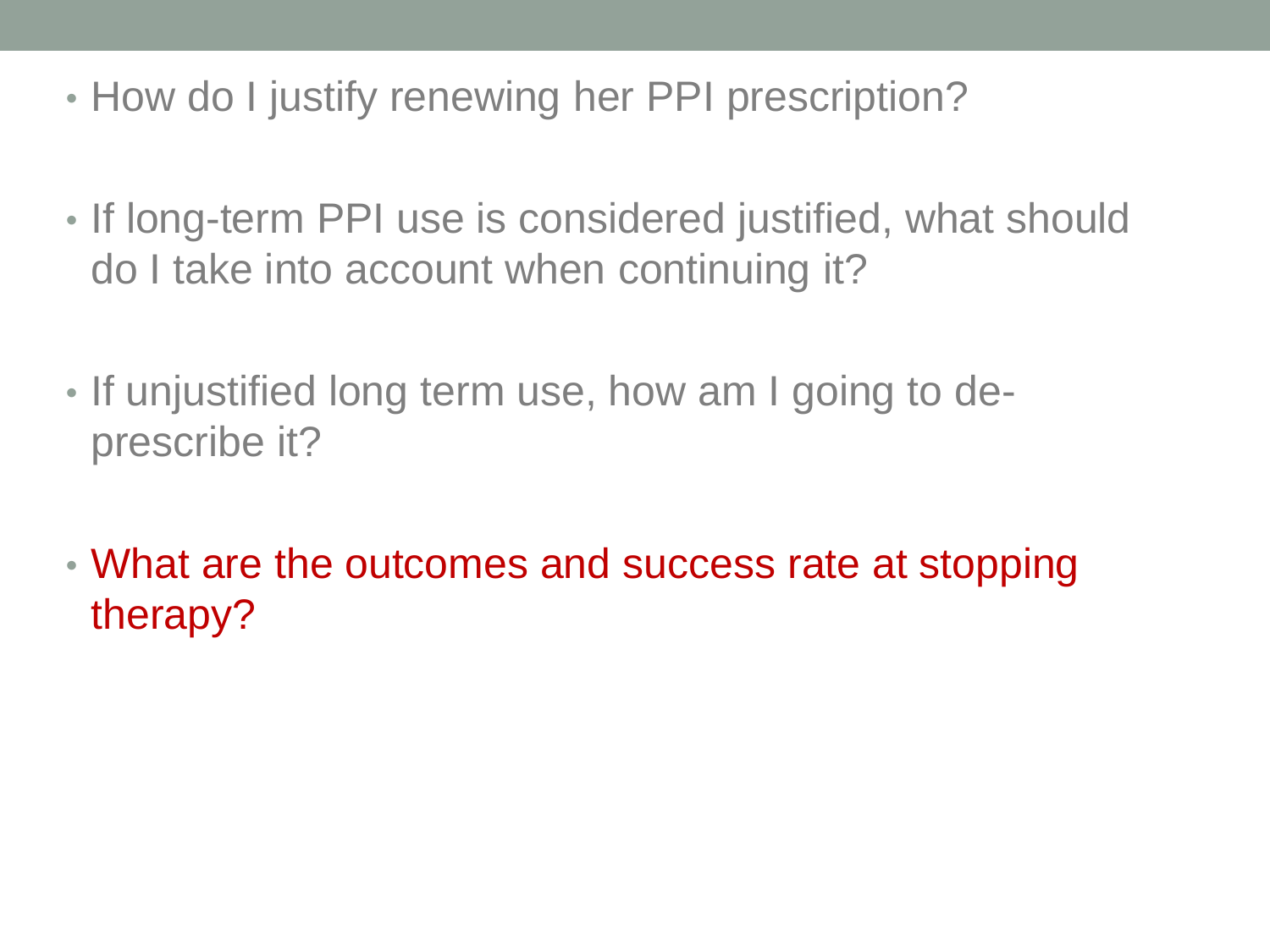- How do I justify renewing her PPI prescription?
- If long-term PPI use is considered justified, what should do I take into account when continuing it?
- If unjustified long term use, how am I going to de-prescribe it?
- What are the outcomes and success rate at stopping therapy?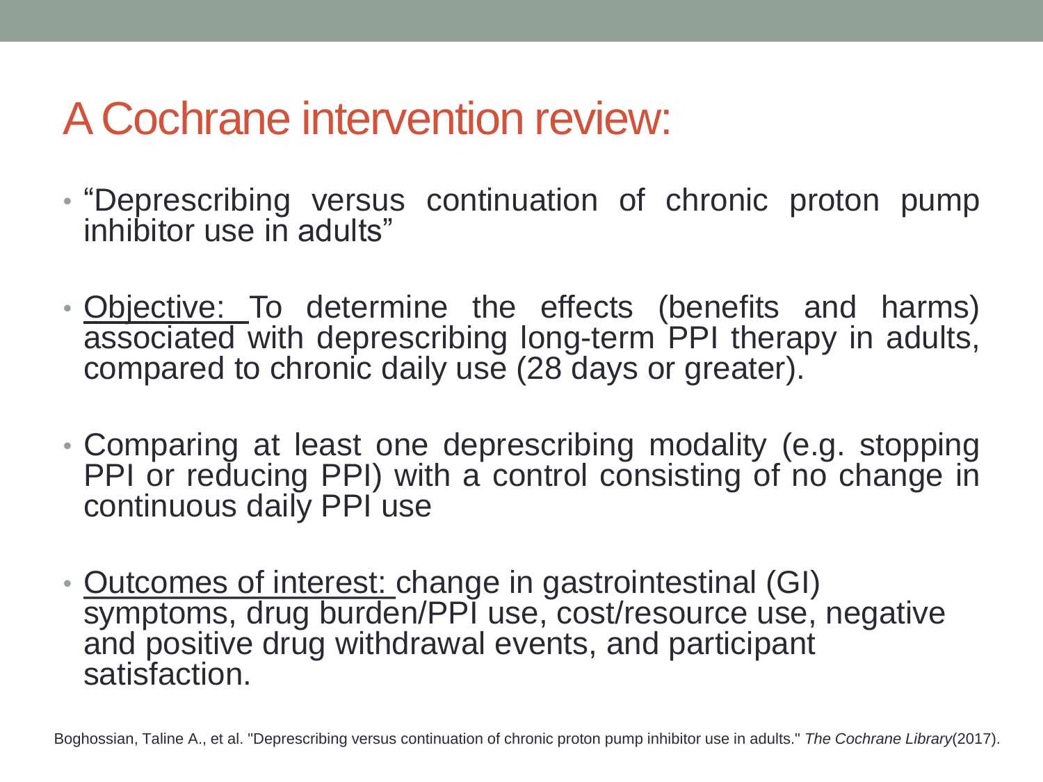# A Cochrane intervention review:

- "Deprescribing versus continuation of chronic proton pump inhibitor use in adults"
- Objective: To determine the effects (benefits and harms) associated with deprescribing long-term PPI therapy in adults, compared to chronic daily use (28 days or greater).
- Comparing at least one deprescribing modality (e.g. stopping PPI or reducing PPI) with a control consisting of no change in continuous daily PPI use
- Outcomes of interest: change in gastrointestinal (GI) symptoms, drug burden/PPI use, cost/resource use, negative and positive drug withdrawal events, and participant satisfaction.

Boghossian, Taline A., et al. "Deprescribing versus continuation of chronic proton pump inhibitor use in adults." *The Cochrane Library*(2017).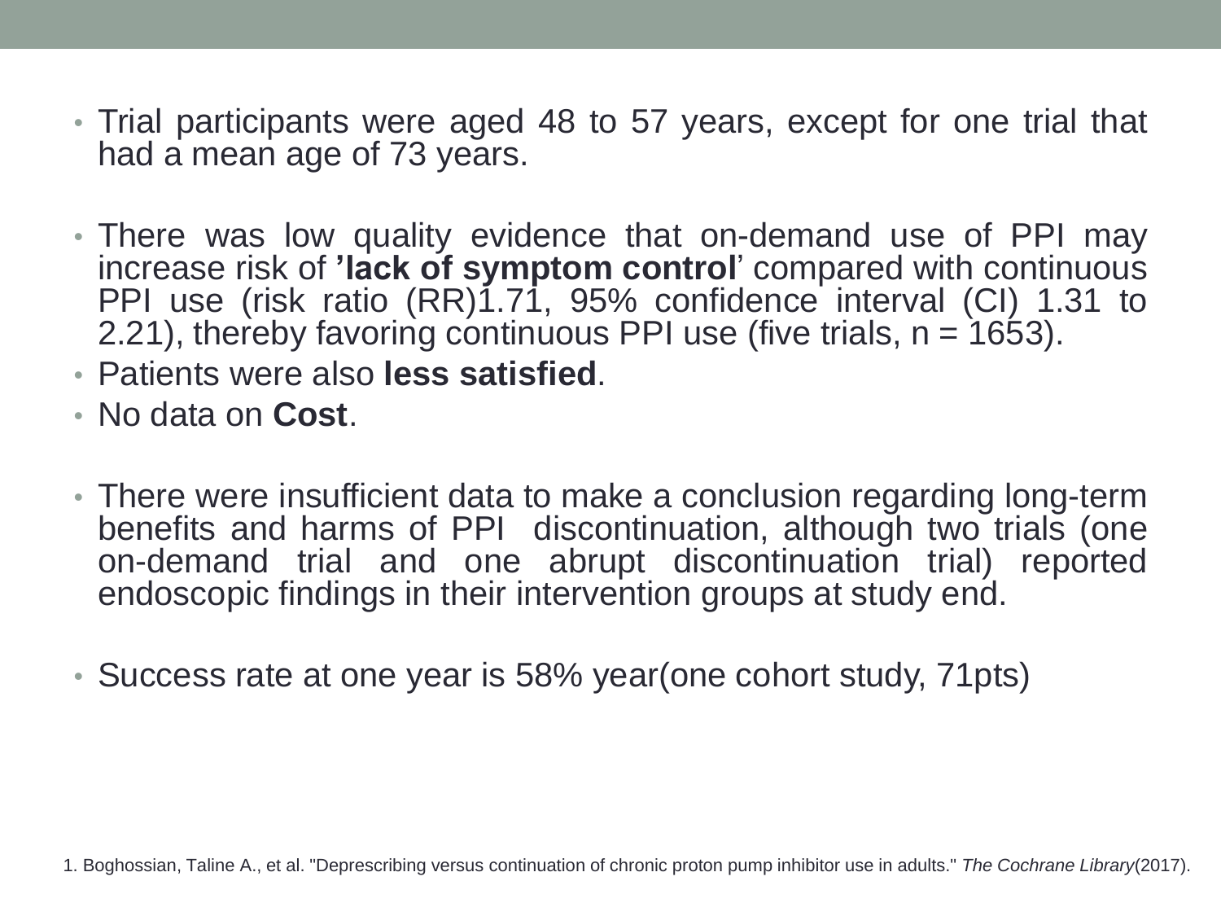- Trial participants were aged 48 to 57 years, except for one trial that had a mean age of 73 years.

- There was low quality evidence that on-demand use of PPI may increase risk of **’lack of symptom control**’ compared with continuous PPI use (risk ratio (RR)1.71, 95% confidence interval (CI) 1.31 to 2.21), thereby favoring continuous PPI use (five trials, n = 1653).
- Patients were also **less satisfied**.
- No data on **Cost**.

- There were insufficient data to make a conclusion regarding long-term benefits and harms of PPI discontinuation, although two trials (one on-demand trial and one abrupt discontinuation trial) reported endoscopic findings in their intervention groups at study end.

- Success rate at one year is 58% year(one cohort study, 71pts)

1. Boghossian, Taline A., et al. "Deprescribing versus continuation of chronic proton pump inhibitor use in adults." *The Cochrane Library*(2017).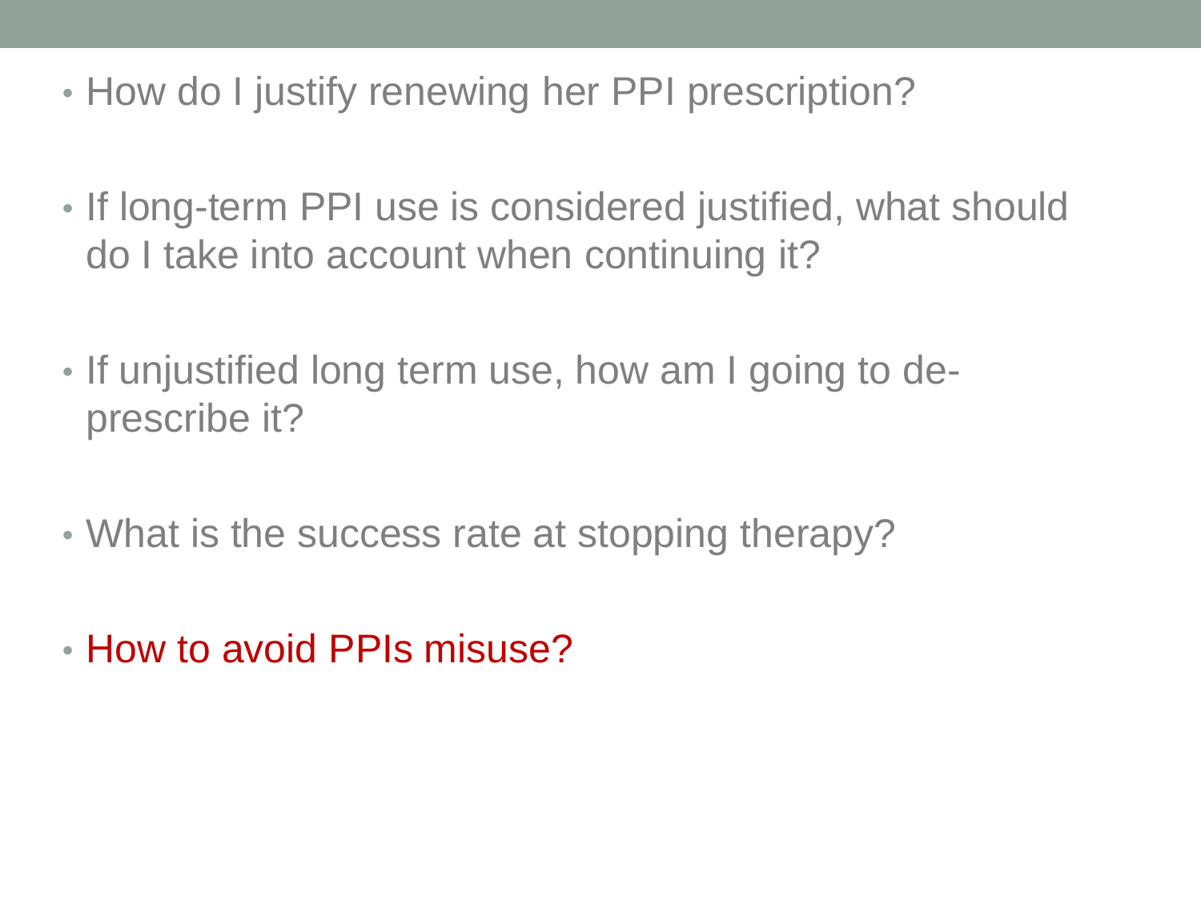- How do I justify renewing her PPI prescription?
- If long-term PPI use is considered justified, what should do I take into account when continuing it?
- If unjustified long term use, how am I going to de-prescribe it?
- What is the success rate at stopping therapy?
- How to avoid PPIs misuse?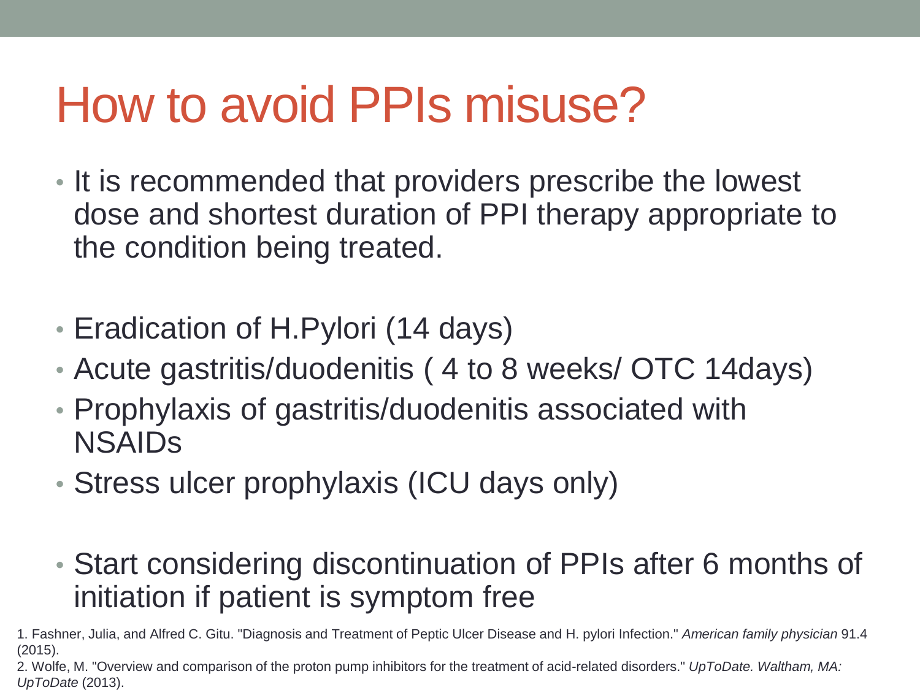# How to avoid PPIs misuse?

- It is recommended that providers prescribe the lowest dose and shortest duration of PPI therapy appropriate to the condition being treated.

- Eradication of H.Pylori (14 days)
- Acute gastritis/duodenitis ( 4 to 8 weeks/ OTC 14days)
- Prophylaxis of gastritis/duodenitis associated with NSAIDs
- Stress ulcer prophylaxis (ICU days only)

- Start considering discontinuation of PPIs after 6 months of initiation if patient is symptom free

1. Fashner, Julia, and Alfred C. Gitu. "Diagnosis and Treatment of Peptic Ulcer Disease and H. pylori Infection." *American family physician* 91.4 (2015).
2. Wolfe, M. "Overview and comparison of the proton pump inhibitors for the treatment of acid-related disorders." *UpToDate. Waltham, MA: UpToDate* (2013).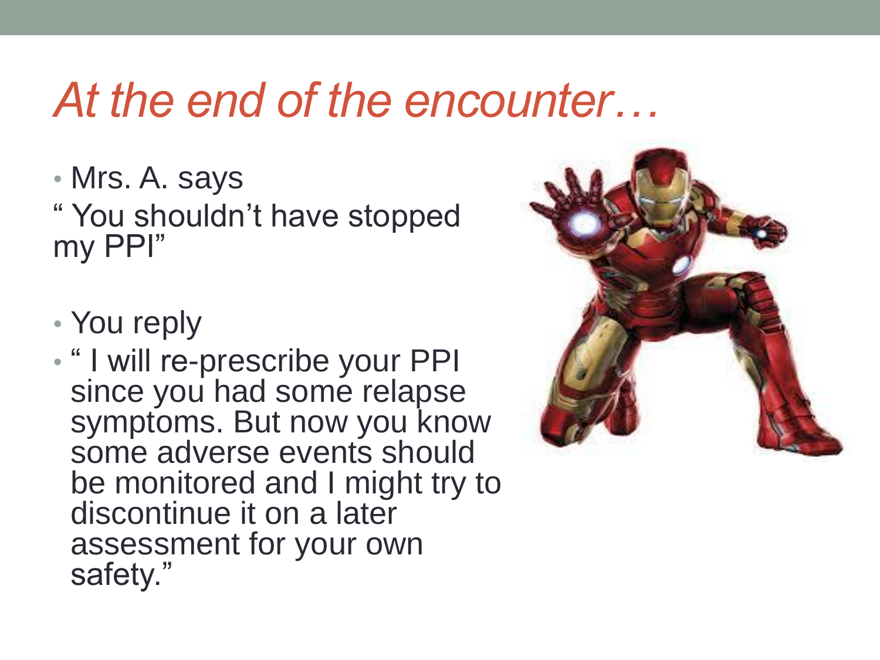# *At the end of the encounter…*

- Mrs. A. says

" You shouldn't have stopped my PPI"

- You reply
- " I will re-prescribe your PPI since you had some relapse symptoms. But now you know some adverse events should be monitored and I might try to discontinue it on a later assessment for your own safety."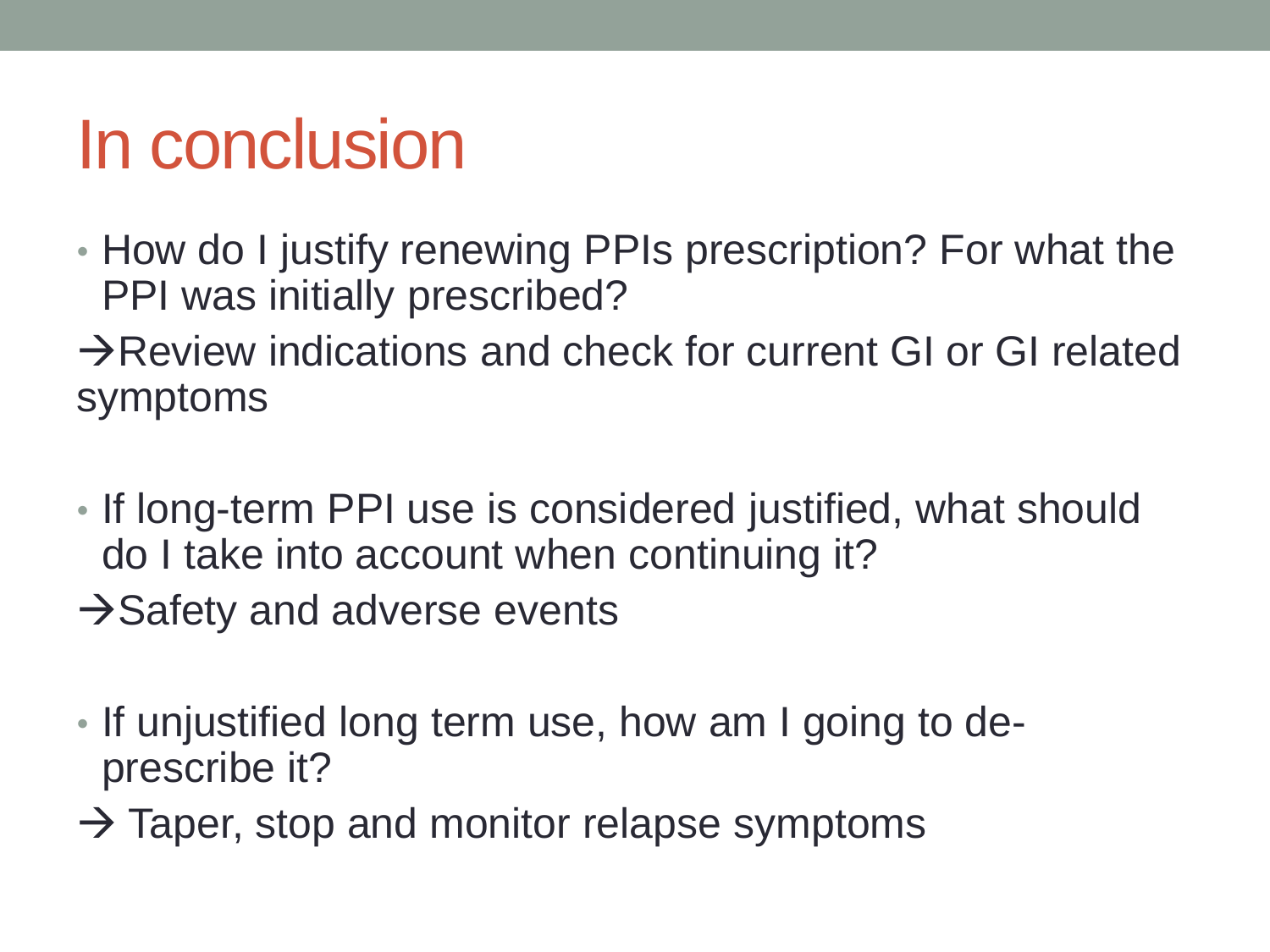# In conclusion

- How do I justify renewing PPIs prescription? For what the PPI was initially prescribed?

→Review indications and check for current GI or GI related symptoms

- If long-term PPI use is considered justified, what should do I take into account when continuing it?

→Safety and adverse events

- If unjustified long term use, how am I going to de-prescribe it?

→ Taper, stop and monitor relapse symptoms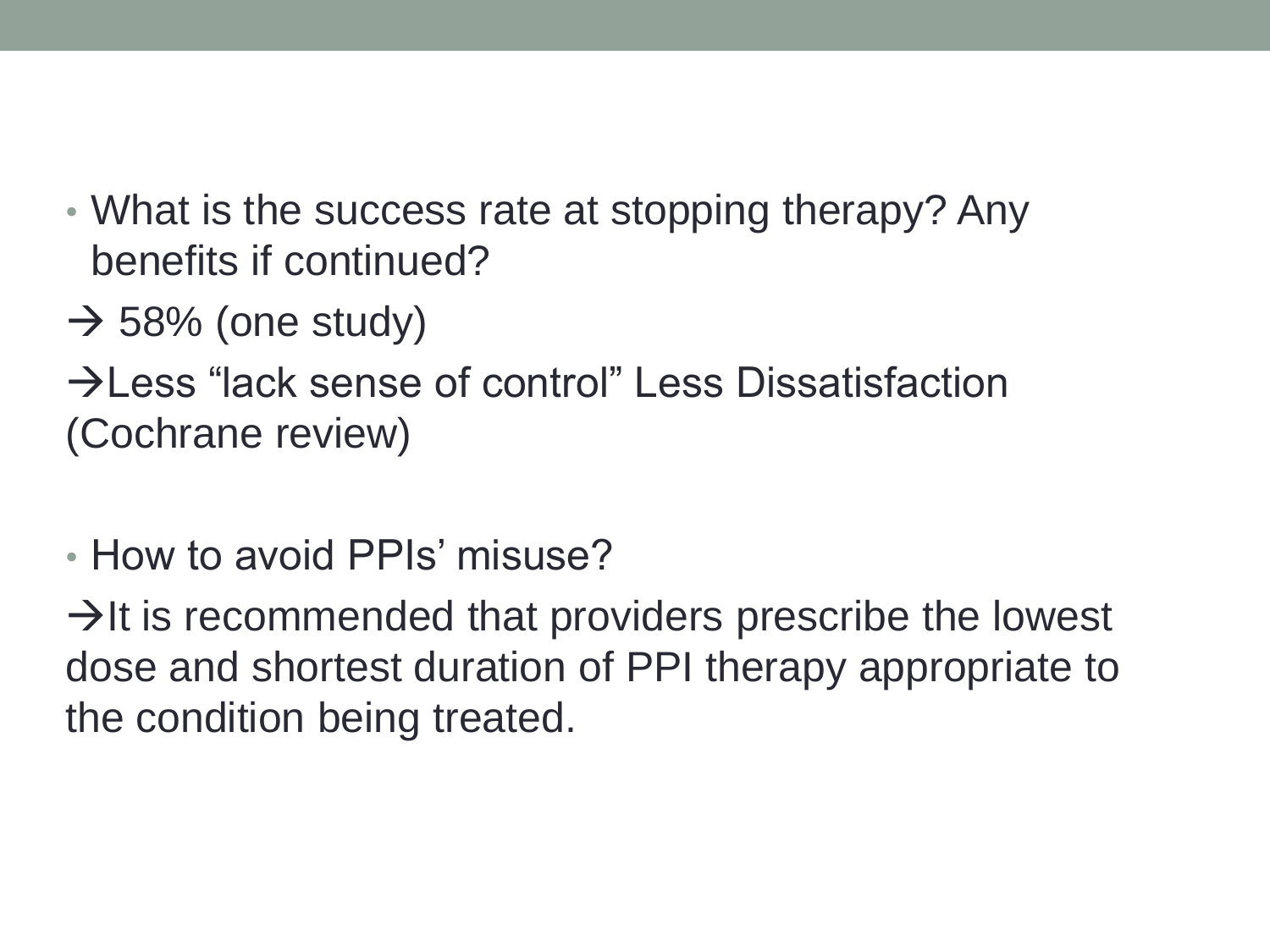- What is the success rate at stopping therapy? Any benefits if continued?

→ 58% (one study)

→Less "lack sense of control" Less Dissatisfaction (Cochrane review)

- How to avoid PPIs' misuse?

→It is recommended that providers prescribe the lowest dose and shortest duration of PPI therapy appropriate to the condition being treated.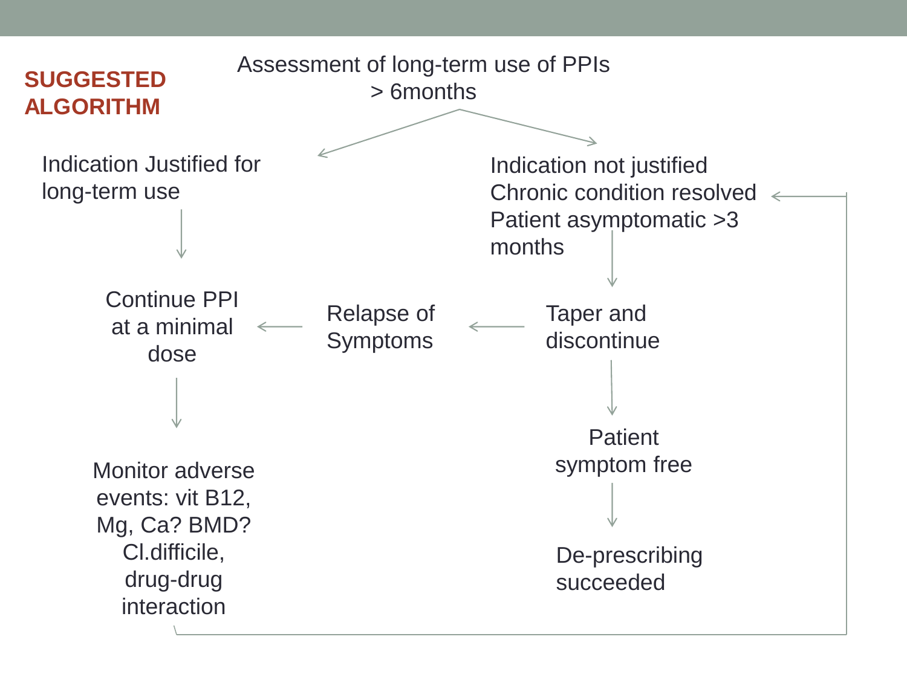## SUGGESTED ALGORITHM

Assessment of long-term use of PPIs > 6months

Indication Justified for long-term use

Continue PPI at a minimal dose

Monitor adverse events: vit B12, Mg, Ca? BMD? Cl.difficile, drug-drug interaction

Indication not justified
Chronic condition resolved
Patient asymptomatic >3 months

Taper and discontinue

Relapse of Symptoms

Patient symptom free

De-prescribing succeeded